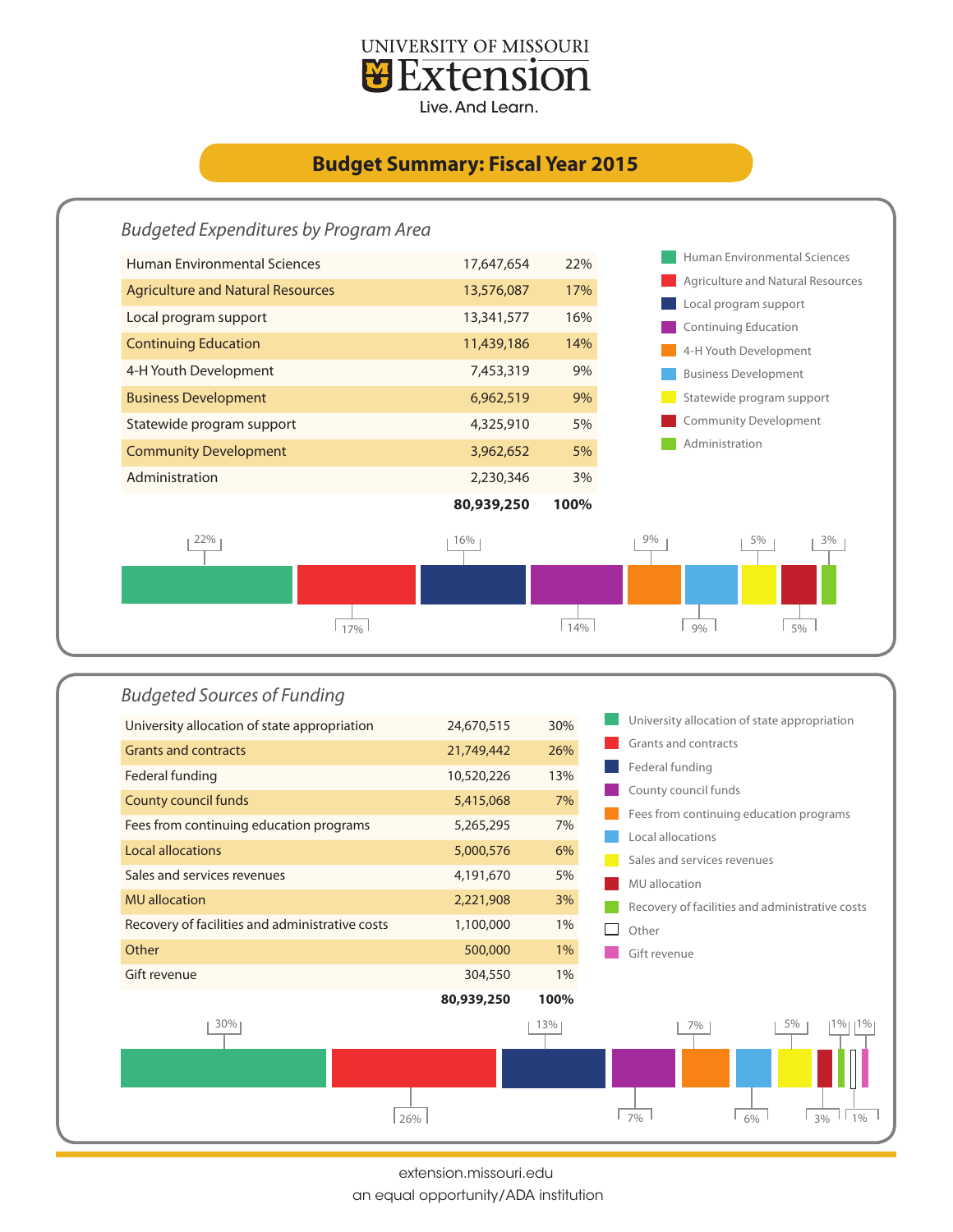# UNIVERSITY OF MISSOURI Extension

Live. And Learn.

## Budget Summary: Fiscal Year 2015

### *Budgeted Expenditures by Program Area*

| Program Area | Amount | Percent |
|---|---|---|
| Human Environmental Sciences | 17,647,654 | 22% |
| Agriculture and Natural Resources | 13,576,087 | 17% |
| Local program support | 13,341,577 | 16% |
| Continuing Education | 11,439,186 | 14% |
| 4-H Youth Development | 7,453,319 | 9% |
| Business Development | 6,962,519 | 9% |
| Statewide program support | 4,325,910 | 5% |
| Community Development | 3,962,652 | 5% |
| Administration | 2,230,346 | 3% |
| | **80,939,250** | **100%** |

### *Budgeted Sources of Funding*

| Source | Amount | Percent |
|---|---|---|
| University allocation of state appropriation | 24,670,515 | 30% |
| Grants and contracts | 21,749,442 | 26% |
| Federal funding | 10,520,226 | 13% |
| County council funds | 5,415,068 | 7% |
| Fees from continuing education programs | 5,265,295 | 7% |
| Local allocations | 5,000,576 | 6% |
| Sales and services revenues | 4,191,670 | 5% |
| MU allocation | 2,221,908 | 3% |
| Recovery of facilities and administrative costs | 1,100,000 | 1% |
| Other | 500,000 | 1% |
| Gift revenue | 304,550 | 1% |
| | **80,939,250** | **100%** |

extension.missouri.edu

an equal opportunity/ADA institution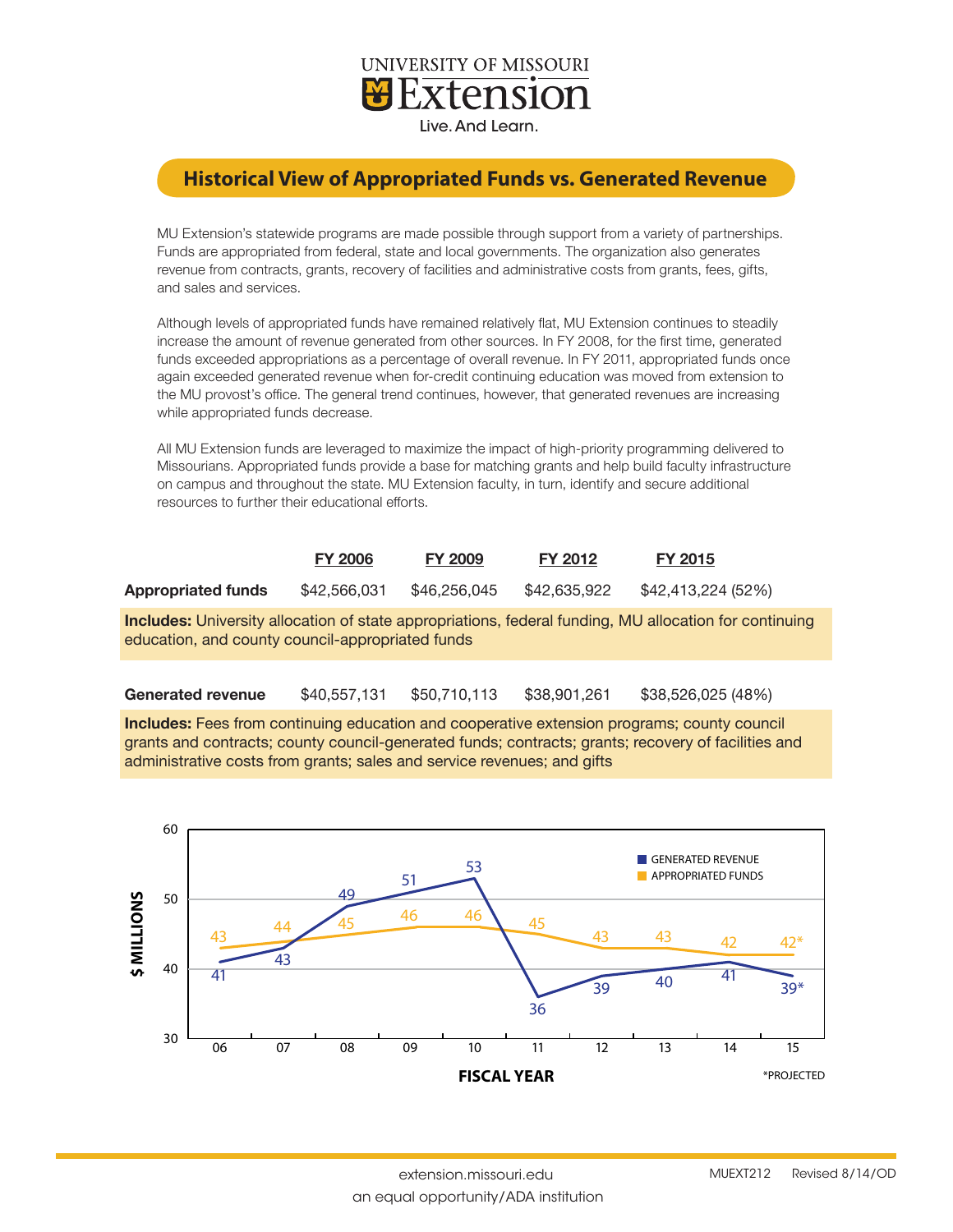UNIVERSITY OF MISSOURI

Extension

Live. And Learn.

## Historical View of Appropriated Funds vs. Generated Revenue

MU Extension's statewide programs are made possible through support from a variety of partnerships. Funds are appropriated from federal, state and local governments. The organization also generates revenue from contracts, grants, recovery of facilities and administrative costs from grants, fees, gifts, and sales and services.

Although levels of appropriated funds have remained relatively flat, MU Extension continues to steadily increase the amount of revenue generated from other sources. In FY 2008, for the first time, generated funds exceeded appropriations as a percentage of overall revenue. In FY 2011, appropriated funds once again exceeded generated revenue when for-credit continuing education was moved from extension to the MU provost's office. The general trend continues, however, that generated revenues are increasing while appropriated funds decrease.

All MU Extension funds are leveraged to maximize the impact of high-priority programming delivered to Missourians. Appropriated funds provide a base for matching grants and help build faculty infrastructure on campus and throughout the state. MU Extension faculty, in turn, identify and secure additional resources to further their educational efforts.

| | FY 2006 | FY 2009 | FY 2012 | FY 2015 |
|---|---|---|---|---|
| **Appropriated funds** | $42,566,031 | $46,256,045 | $42,635,922 | $42,413,224 (52%) |
| **Includes:** University allocation of state appropriations, federal funding, MU allocation for continuing education, and county council-appropriated funds | | | | |
| **Generated revenue** | $40,557,131 | $50,710,113 | $38,901,261 | $38,526,025 (48%) |
| **Includes:** Fees from continuing education and cooperative extension programs; county council grants and contracts; county council-generated funds; contracts; grants; recovery of facilities and administrative costs from grants; sales and service revenues; and gifts | | | | |

$ MILLIONS

60
50
40
30

GENERATED REVENUE
APPROPRIATED FUNDS

Generated revenue: 41, 43, 49, 51, 53, 36, 39, 40, 41, 39*

Appropriated funds: 43, 44, 45, 46, 46, 45, 43, 43, 42, 42*

06 07 08 09 10 11 12 13 14 15

FISCAL YEAR

*PROJECTED

extension.missouri.edu

an equal opportunity/ADA institution

MUEXT212 Revised 8/14/OD